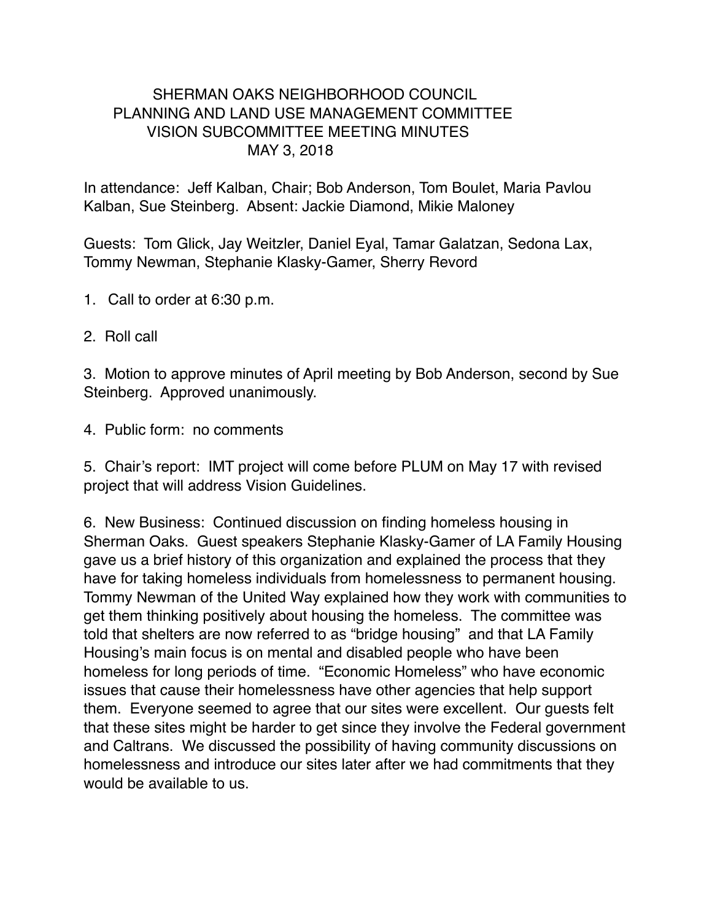# SHERMAN OAKS NEIGHBORHOOD COUNCIL
## PLANNING AND LAND USE MANAGEMENT COMMITTEE
## VISION SUBCOMMITTEE MEETING MINUTES
### MAY 3, 2018

In attendance: Jeff Kalban, Chair; Bob Anderson, Tom Boulet, Maria Pavlou Kalban, Sue Steinberg. Absent: Jackie Diamond, Mikie Maloney

Guests: Tom Glick, Jay Weitzler, Daniel Eyal, Tamar Galatzan, Sedona Lax, Tommy Newman, Stephanie Klasky-Gamer, Sherry Revord

1. Call to order at 6:30 p.m.

2. Roll call

3. Motion to approve minutes of April meeting by Bob Anderson, second by Sue Steinberg. Approved unanimously.

4. Public form: no comments

5. Chair's report: IMT project will come before PLUM on May 17 with revised project that will address Vision Guidelines.

6. New Business: Continued discussion on finding homeless housing in Sherman Oaks. Guest speakers Stephanie Klasky-Gamer of LA Family Housing gave us a brief history of this organization and explained the process that they have for taking homeless individuals from homelessness to permanent housing. Tommy Newman of the United Way explained how they work with communities to get them thinking positively about housing the homeless. The committee was told that shelters are now referred to as "bridge housing" and that LA Family Housing's main focus is on mental and disabled people who have been homeless for long periods of time. "Economic Homeless" who have economic issues that cause their homelessness have other agencies that help support them. Everyone seemed to agree that our sites were excellent. Our guests felt that these sites might be harder to get since they involve the Federal government and Caltrans. We discussed the possibility of having community discussions on homelessness and introduce our sites later after we had commitments that they would be available to us.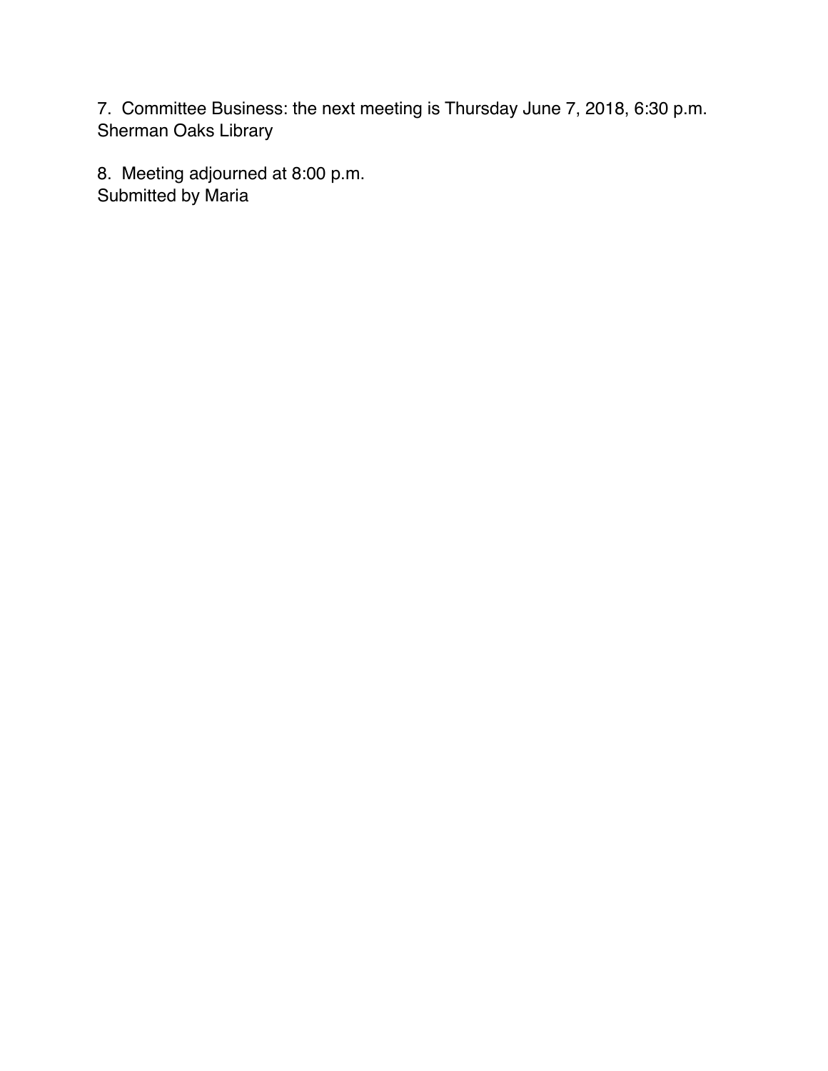7. Committee Business: the next meeting is Thursday June 7, 2018, 6:30 p.m.
Sherman Oaks Library

8. Meeting adjourned at 8:00 p.m.
Submitted by Maria